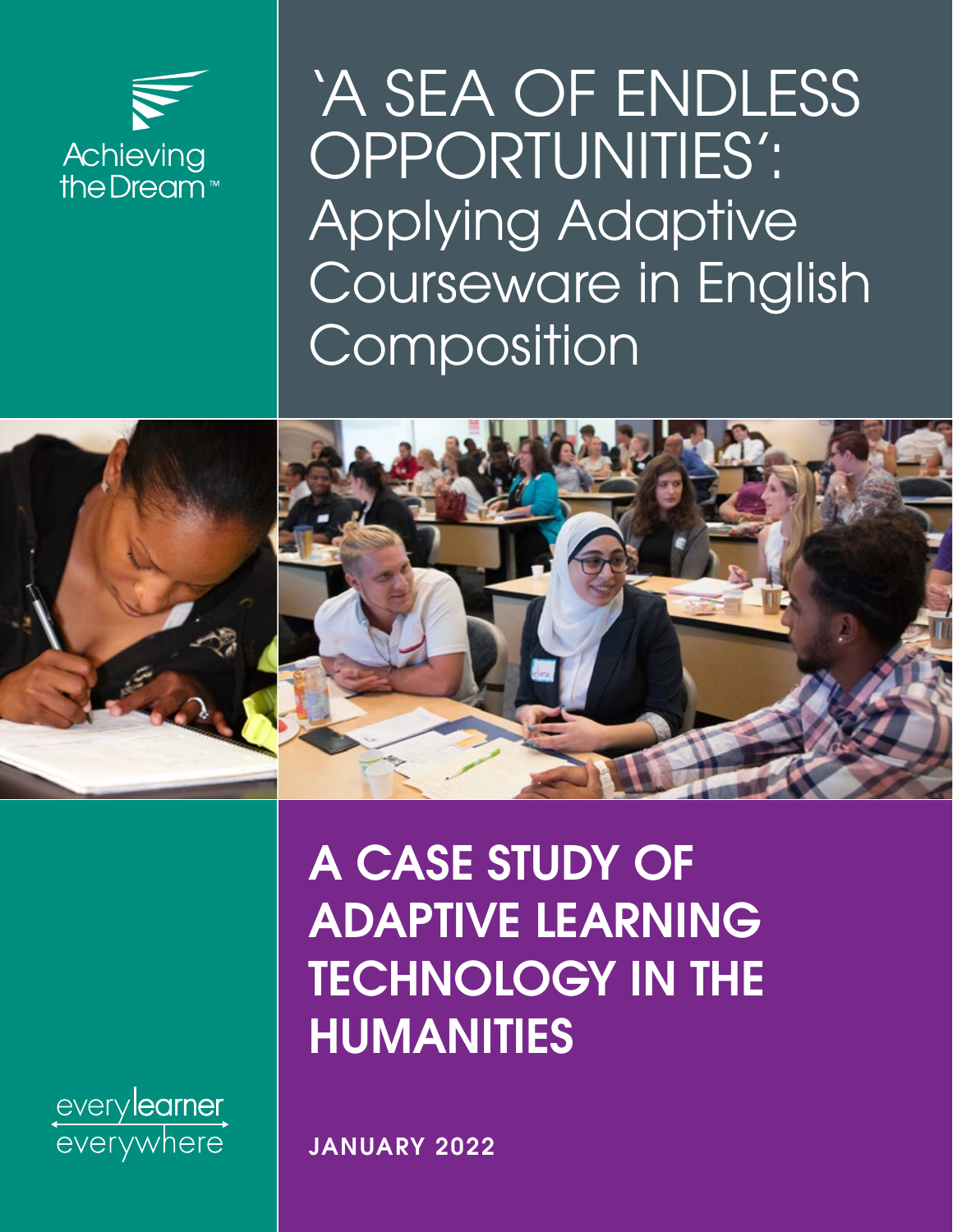Achieving the Dream™

# 'A SEA OF ENDLESS OPPORTUNITIES': Applying Adaptive Courseware in English Composition

## A CASE STUDY OF ADAPTIVE LEARNING TECHNOLOGY IN THE HUMANITIES

every learner everywhere

JANUARY 2022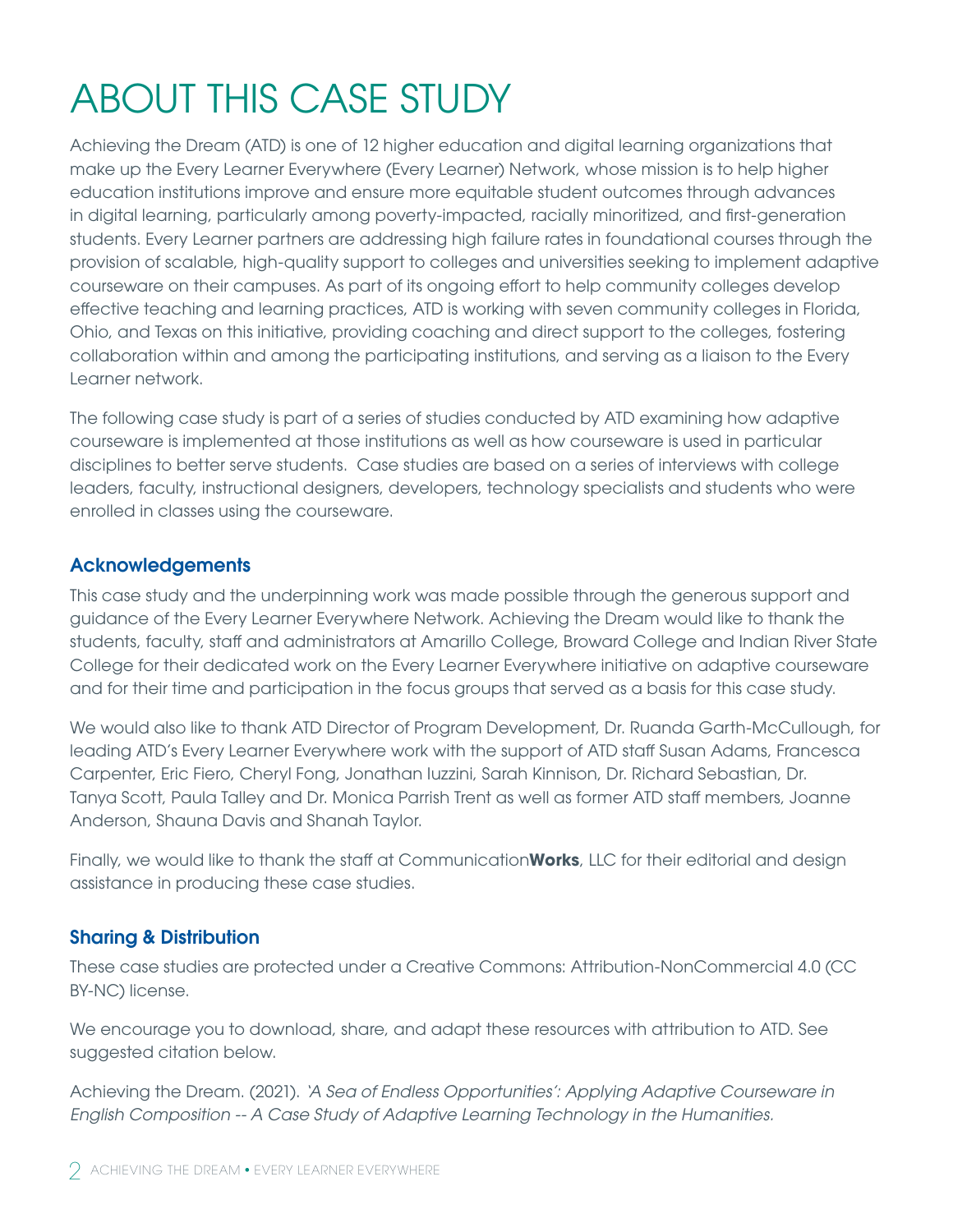# ABOUT THIS CASE STUDY

Achieving the Dream (ATD) is one of 12 higher education and digital learning organizations that make up the Every Learner Everywhere (Every Learner) Network, whose mission is to help higher education institutions improve and ensure more equitable student outcomes through advances in digital learning, particularly among poverty-impacted, racially minoritized, and first-generation students. Every Learner partners are addressing high failure rates in foundational courses through the provision of scalable, high-quality support to colleges and universities seeking to implement adaptive courseware on their campuses. As part of its ongoing effort to help community colleges develop effective teaching and learning practices, ATD is working with seven community colleges in Florida, Ohio, and Texas on this initiative, providing coaching and direct support to the colleges, fostering collaboration within and among the participating institutions, and serving as a liaison to the Every Learner network.

The following case study is part of a series of studies conducted by ATD examining how adaptive courseware is implemented at those institutions as well as how courseware is used in particular disciplines to better serve students. Case studies are based on a series of interviews with college leaders, faculty, instructional designers, developers, technology specialists and students who were enrolled in classes using the courseware.

### Acknowledgements

This case study and the underpinning work was made possible through the generous support and guidance of the Every Learner Everywhere Network. Achieving the Dream would like to thank the students, faculty, staff and administrators at Amarillo College, Broward College and Indian River State College for their dedicated work on the Every Learner Everywhere initiative on adaptive courseware and for their time and participation in the focus groups that served as a basis for this case study.

We would also like to thank ATD Director of Program Development, Dr. Ruanda Garth-McCullough, for leading ATD's Every Learner Everywhere work with the support of ATD staff Susan Adams, Francesca Carpenter, Eric Fiero, Cheryl Fong, Jonathan Iuzzini, Sarah Kinnison, Dr. Richard Sebastian, Dr. Tanya Scott, Paula Talley and Dr. Monica Parrish Trent as well as former ATD staff members, Joanne Anderson, Shauna Davis and Shanah Taylor.

Finally, we would like to thank the staff at Communication**Works**, LLC for their editorial and design assistance in producing these case studies.

### Sharing & Distribution

These case studies are protected under a Creative Commons: Attribution-NonCommercial 4.0 (CC BY-NC) license.

We encourage you to download, share, and adapt these resources with attribution to ATD. See suggested citation below.

Achieving the Dream. (2021). *'A Sea of Endless Opportunities': Applying Adaptive Courseware in English Composition -- A Case Study of Adaptive Learning Technology in the Humanities.*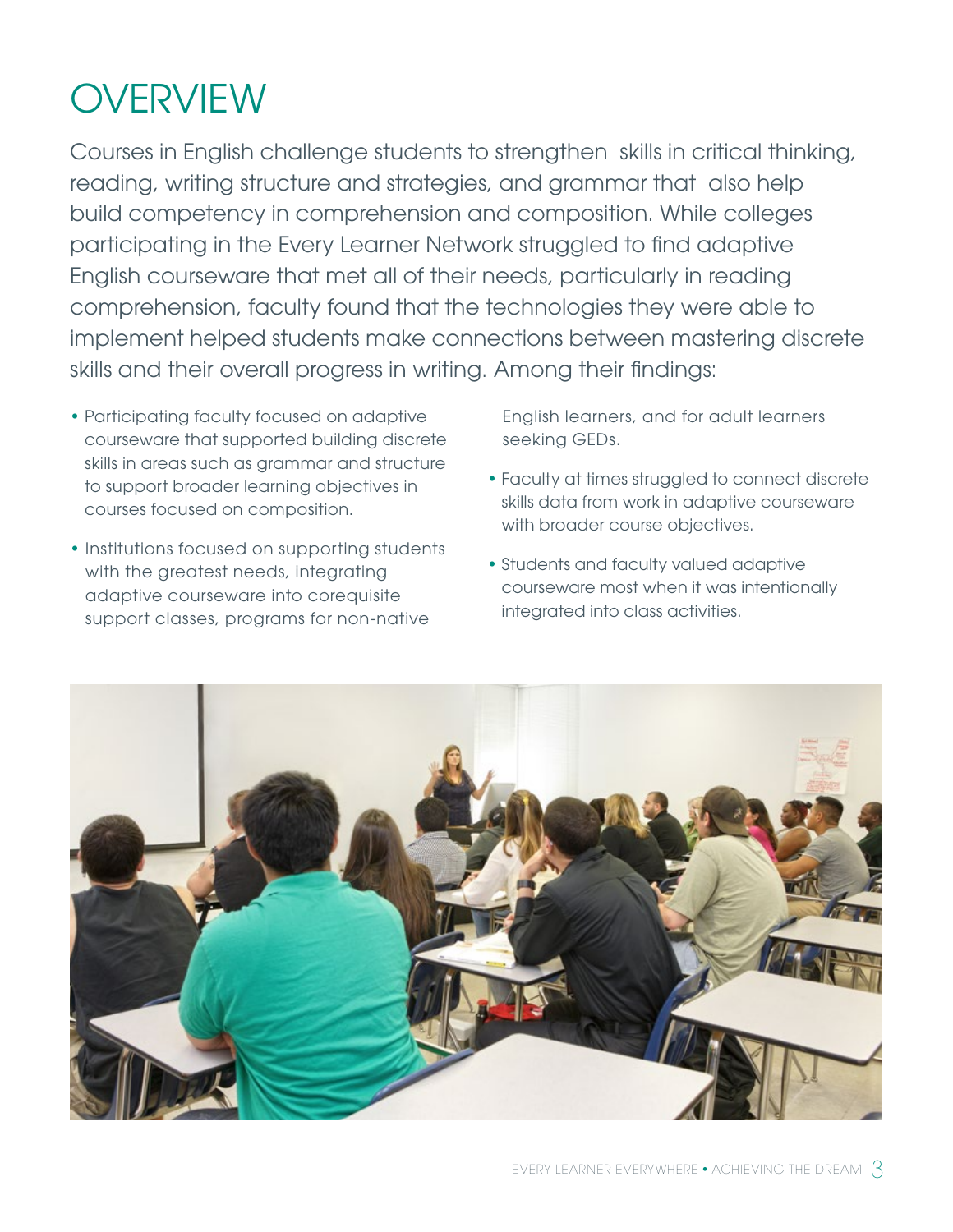# OVERVIEW

Courses in English challenge students to strengthen skills in critical thinking, reading, writing structure and strategies, and grammar that also help build competency in comprehension and composition. While colleges participating in the Every Learner Network struggled to find adaptive English courseware that met all of their needs, particularly in reading comprehension, faculty found that the technologies they were able to implement helped students make connections between mastering discrete skills and their overall progress in writing. Among their findings:

- Participating faculty focused on adaptive courseware that supported building discrete skills in areas such as grammar and structure to support broader learning objectives in courses focused on composition.
- Institutions focused on supporting students with the greatest needs, integrating adaptive courseware into corequisite support classes, programs for non-native English learners, and for adult learners seeking GEDs.
- Faculty at times struggled to connect discrete skills data from work in adaptive courseware with broader course objectives.
- Students and faculty valued adaptive courseware most when it was intentionally integrated into class activities.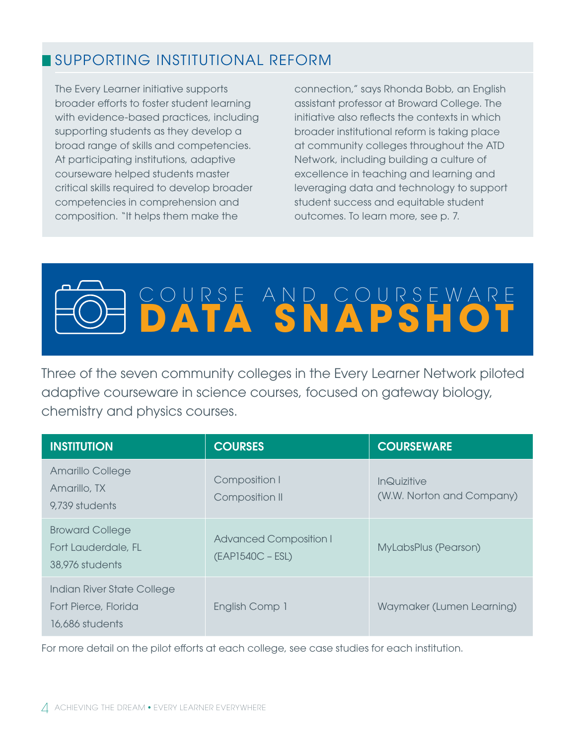## SUPPORTING INSTITUTIONAL REFORM

The Every Learner initiative supports broader efforts to foster student learning with evidence-based practices, including supporting students as they develop a broad range of skills and competencies. At participating institutions, adaptive courseware helped students master critical skills required to develop broader competencies in comprehension and composition. "It helps them make the connection," says Rhonda Bobb, an English assistant professor at Broward College. The initiative also reflects the contexts in which broader institutional reform is taking place at community colleges throughout the ATD Network, including building a culture of excellence in teaching and learning and leveraging data and technology to support student success and equitable student outcomes. To learn more, see p. 7.

# COURSE AND COURSEWARE **DATA SNAPSHOT**

Three of the seven community colleges in the Every Learner Network piloted adaptive courseware in science courses, focused on gateway biology, chemistry and physics courses.

| INSTITUTION | COURSES | COURSEWARE |
| --- | --- | --- |
| Amarillo College<br>Amarillo, TX<br>9,739 students | Composition I<br>Composition II | InQuizitive<br>(W.W. Norton and Company) |
| Broward College<br>Fort Lauderdale, FL<br>38,976 students | Advanced Composition I<br>(EAP1540C – ESL) | MyLabsPlus (Pearson) |
| Indian River State College<br>Fort Pierce, Florida<br>16,686 students | English Comp 1 | Waymaker (Lumen Learning) |

For more detail on the pilot efforts at each college, see case studies for each institution.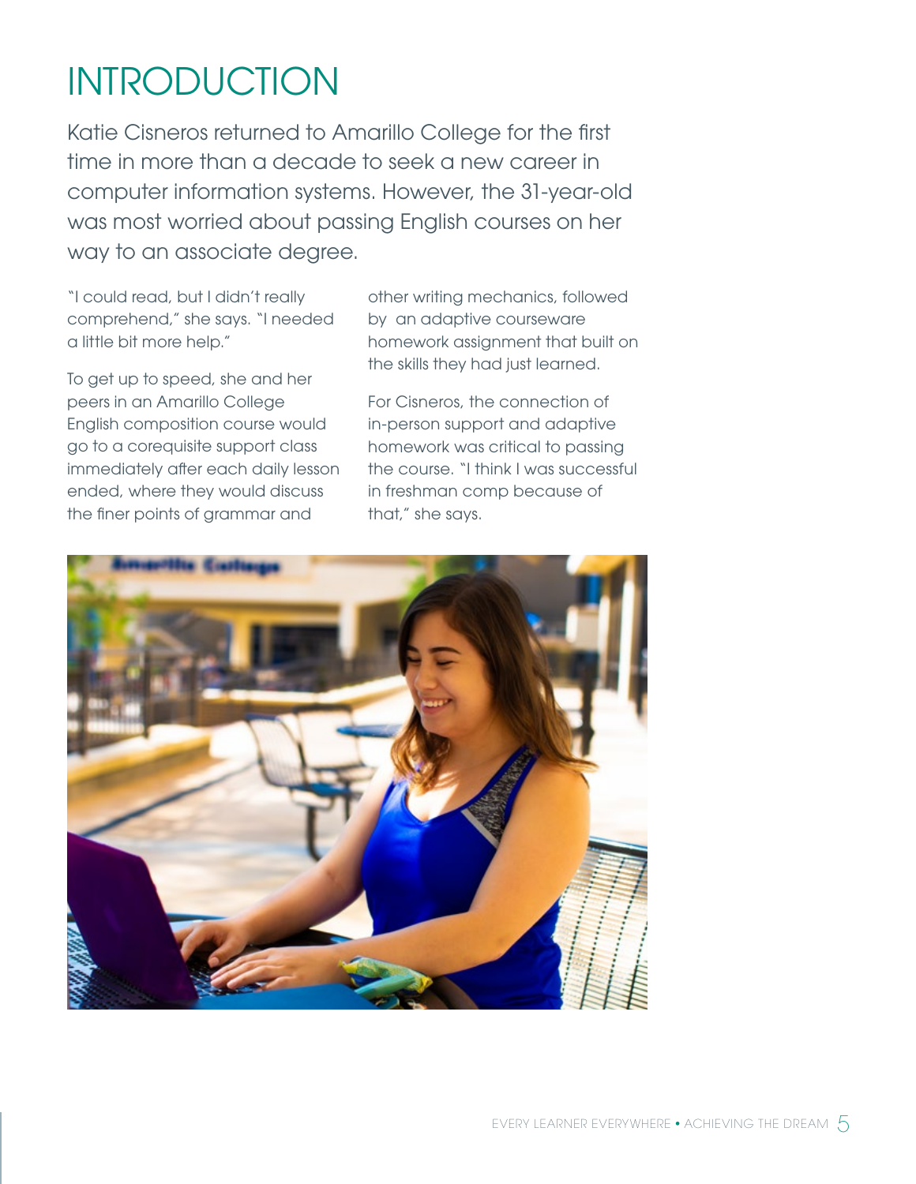# INTRODUCTION

Katie Cisneros returned to Amarillo College for the first time in more than a decade to seek a new career in computer information systems. However, the 31-year-old was most worried about passing English courses on her way to an associate degree.

"I could read, but I didn't really comprehend," she says. "I needed a little bit more help."

To get up to speed, she and her peers in an Amarillo College English composition course would go to a corequisite support class immediately after each daily lesson ended, where they would discuss the finer points of grammar and other writing mechanics, followed by an adaptive courseware homework assignment that built on the skills they had just learned.

For Cisneros, the connection of in-person support and adaptive homework was critical to passing the course. "I think I was successful in freshman comp because of that," she says.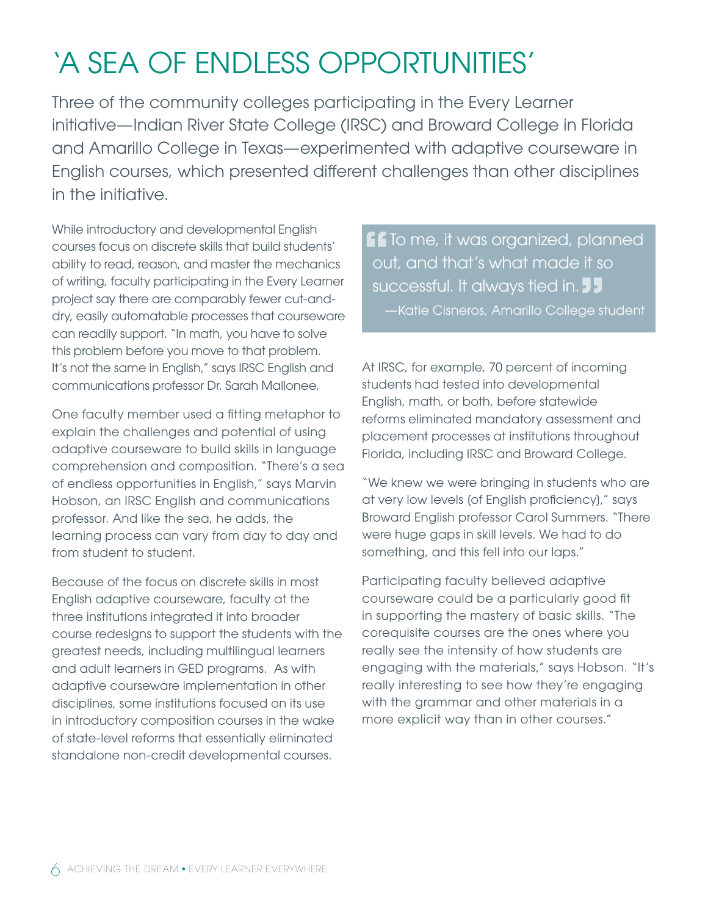# 'A SEA OF ENDLESS OPPORTUNITIES'

Three of the community colleges participating in the Every Learner initiative—Indian River State College (IRSC) and Broward College in Florida and Amarillo College in Texas—experimented with adaptive courseware in English courses, which presented different challenges than other disciplines in the initiative.

While introductory and developmental English courses focus on discrete skills that build students' ability to read, reason, and master the mechanics of writing, faculty participating in the Every Learner project say there are comparably fewer cut-and-dry, easily automatable processes that courseware can readily support. "In math, you have to solve this problem before you move to that problem. It's not the same in English," says IRSC English and communications professor Dr. Sarah Mallonee.

One faculty member used a fitting metaphor to explain the challenges and potential of using adaptive courseware to build skills in language comprehension and composition. "There's a sea of endless opportunities in English," says Marvin Hobson, an IRSC English and communications professor. And like the sea, he adds, the learning process can vary from day to day and from student to student.

Because of the focus on discrete skills in most English adaptive courseware, faculty at the three institutions integrated it into broader course redesigns to support the students with the greatest needs, including multilingual learners and adult learners in GED programs. As with adaptive courseware implementation in other disciplines, some institutions focused on its use in introductory composition courses in the wake of state-level reforms that essentially eliminated standalone non-credit developmental courses.

> "To me, it was organized, planned out, and that's what made it so successful. It always tied in."
>
> —Katie Cisneros, Amarillo College student

At IRSC, for example, 70 percent of incoming students had tested into developmental English, math, or both, before statewide reforms eliminated mandatory assessment and placement processes at institutions throughout Florida, including IRSC and Broward College.

"We knew we were bringing in students who are at very low levels (of English proficiency)," says Broward English professor Carol Summers. "There were huge gaps in skill levels. We had to do something, and this fell into our laps."

Participating faculty believed adaptive courseware could be a particularly good fit in supporting the mastery of basic skills. "The corequisite courses are the ones where you really see the intensity of how students are engaging with the materials," says Hobson. "It's really interesting to see how they're engaging with the grammar and other materials in a more explicit way than in other courses."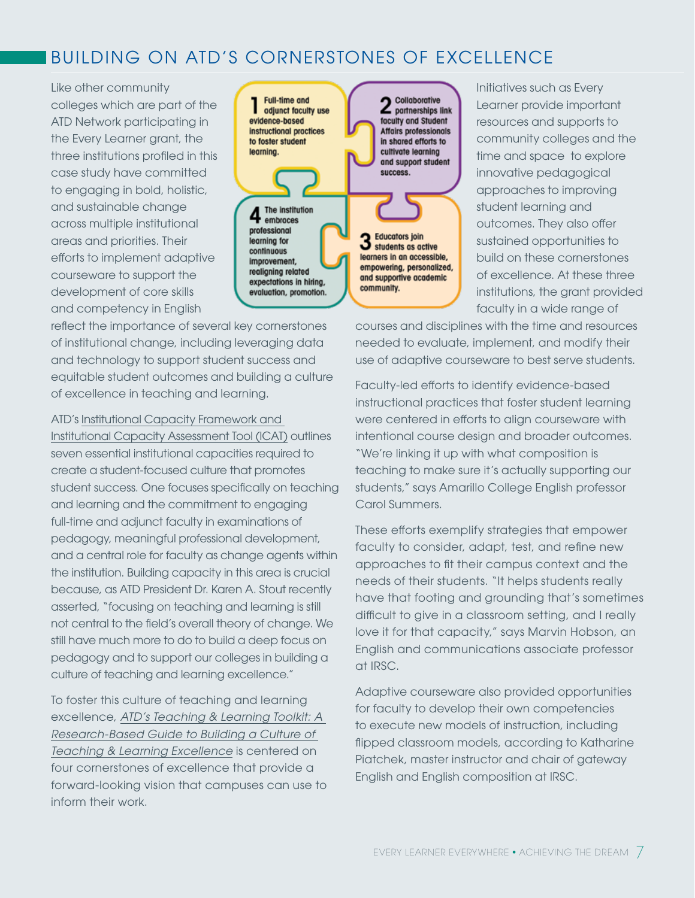## BUILDING ON ATD'S CORNERSTONES OF EXCELLENCE

Like other community colleges which are part of the ATD Network participating in the Every Learner grant, the three institutions profiled in this case study have committed to engaging in bold, holistic, and sustainable change across multiple institutional areas and priorities. Their efforts to implement adaptive courseware to support the development of core skills and competency in English reflect the importance of several key cornerstones of institutional change, including leveraging data and technology to support student success and equitable student outcomes and building a culture of excellence in teaching and learning.

**1** Full-time and adjunct faculty use evidence-based instructional practices to foster student learning.

**2** Collaborative partnerships link faculty and Student Affairs professionals in shared efforts to cultivate learning and support student success.

**3** Educators join students as active learners in an accessible, empowering, personalized, and supportive academic community.

**4** The institution embraces professional learning for continuous improvement, realigning related expectations in hiring, evaluation, promotion.

ATD's Institutional Capacity Framework and Institutional Capacity Assessment Tool (ICAT) outlines seven essential institutional capacities required to create a student-focused culture that promotes student success. One focuses specifically on teaching and learning and the commitment to engaging full-time and adjunct faculty in examinations of pedagogy, meaningful professional development, and a central role for faculty as change agents within the institution. Building capacity in this area is crucial because, as ATD President Dr. Karen A. Stout recently asserted, "focusing on teaching and learning is still not central to the field's overall theory of change. We still have much more to do to build a deep focus on pedagogy and to support our colleges in building a culture of teaching and learning excellence."

To foster this culture of teaching and learning excellence, *ATD's Teaching & Learning Toolkit: A Research-Based Guide to Building a Culture of Teaching & Learning Excellence* is centered on four cornerstones of excellence that provide a forward-looking vision that campuses can use to inform their work.

Initiatives such as Every Learner provide important resources and supports to community colleges and the time and space to explore innovative pedagogical approaches to improving student learning and outcomes. They also offer sustained opportunities to build on these cornerstones of excellence. At these three institutions, the grant provided faculty in a wide range of courses and disciplines with the time and resources needed to evaluate, implement, and modify their use of adaptive courseware to best serve students.

Faculty-led efforts to identify evidence-based instructional practices that foster student learning were centered in efforts to align courseware with intentional course design and broader outcomes. "We're linking it up with what composition is teaching to make sure it's actually supporting our students," says Amarillo College English professor Carol Summers.

These efforts exemplify strategies that empower faculty to consider, adapt, test, and refine new approaches to fit their campus context and the needs of their students. "It helps students really have that footing and grounding that's sometimes difficult to give in a classroom setting, and I really love it for that capacity," says Marvin Hobson, an English and communications associate professor at IRSC.

Adaptive courseware also provided opportunities for faculty to develop their own competencies to execute new models of instruction, including flipped classroom models, according to Katharine Piatchek, master instructor and chair of gateway English and English composition at IRSC.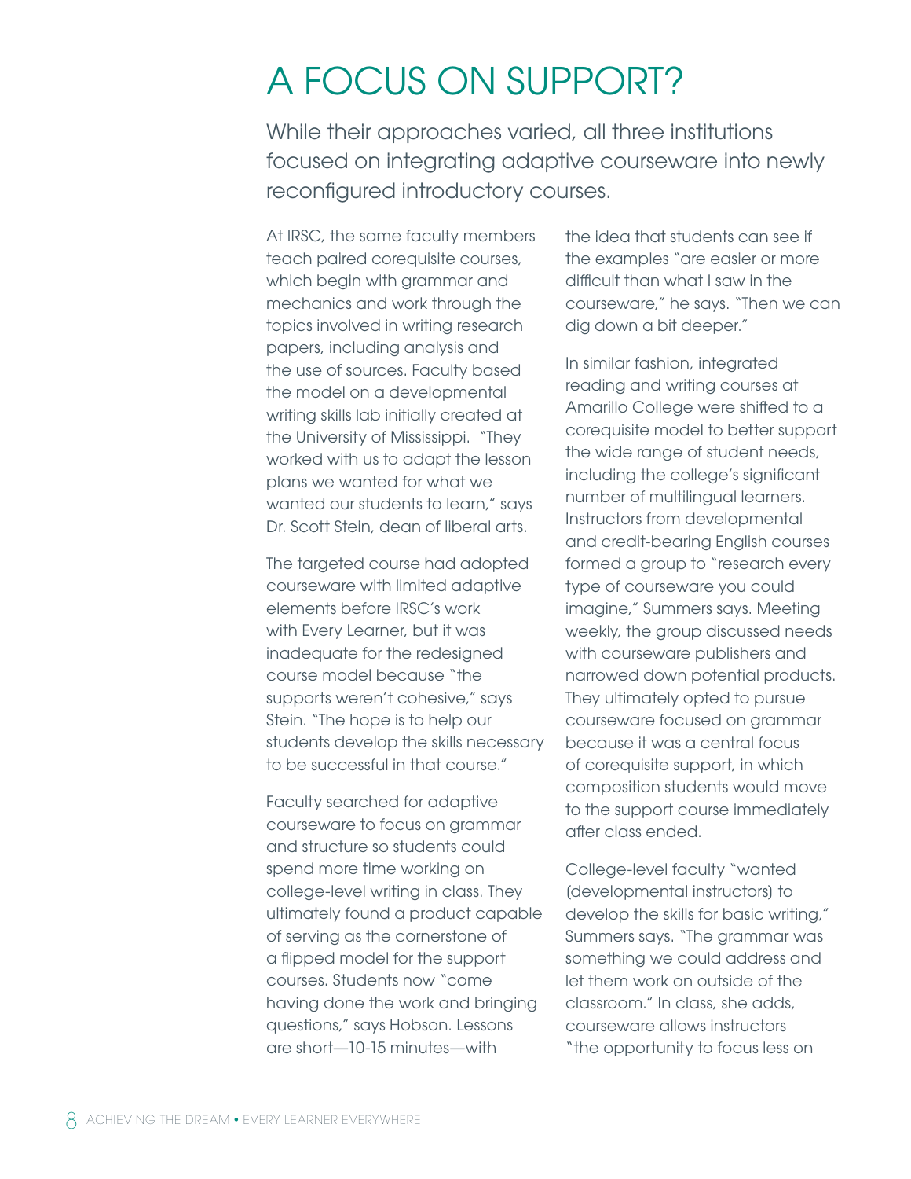# A FOCUS ON SUPPORT?

While their approaches varied, all three institutions focused on integrating adaptive courseware into newly reconfigured introductory courses.

At IRSC, the same faculty members teach paired corequisite courses, which begin with grammar and mechanics and work through the topics involved in writing research papers, including analysis and the use of sources. Faculty based the model on a developmental writing skills lab initially created at the University of Mississippi. "They worked with us to adapt the lesson plans we wanted for what we wanted our students to learn," says Dr. Scott Stein, dean of liberal arts.

The targeted course had adopted courseware with limited adaptive elements before IRSC's work with Every Learner, but it was inadequate for the redesigned course model because "the supports weren't cohesive," says Stein. "The hope is to help our students develop the skills necessary to be successful in that course."

Faculty searched for adaptive courseware to focus on grammar and structure so students could spend more time working on college-level writing in class. They ultimately found a product capable of serving as the cornerstone of a flipped model for the support courses. Students now "come having done the work and bringing questions," says Hobson. Lessons are short—10-15 minutes—with the idea that students can see if the examples "are easier or more difficult than what I saw in the courseware," he says. "Then we can dig down a bit deeper."

In similar fashion, integrated reading and writing courses at Amarillo College were shifted to a corequisite model to better support the wide range of student needs, including the college's significant number of multilingual learners. Instructors from developmental and credit-bearing English courses formed a group to "research every type of courseware you could imagine," Summers says. Meeting weekly, the group discussed needs with courseware publishers and narrowed down potential products. They ultimately opted to pursue courseware focused on grammar because it was a central focus of corequisite support, in which composition students would move to the support course immediately after class ended.

College-level faculty "wanted (developmental instructors) to develop the skills for basic writing," Summers says. "The grammar was something we could address and let them work on outside of the classroom." In class, she adds, courseware allows instructors "the opportunity to focus less on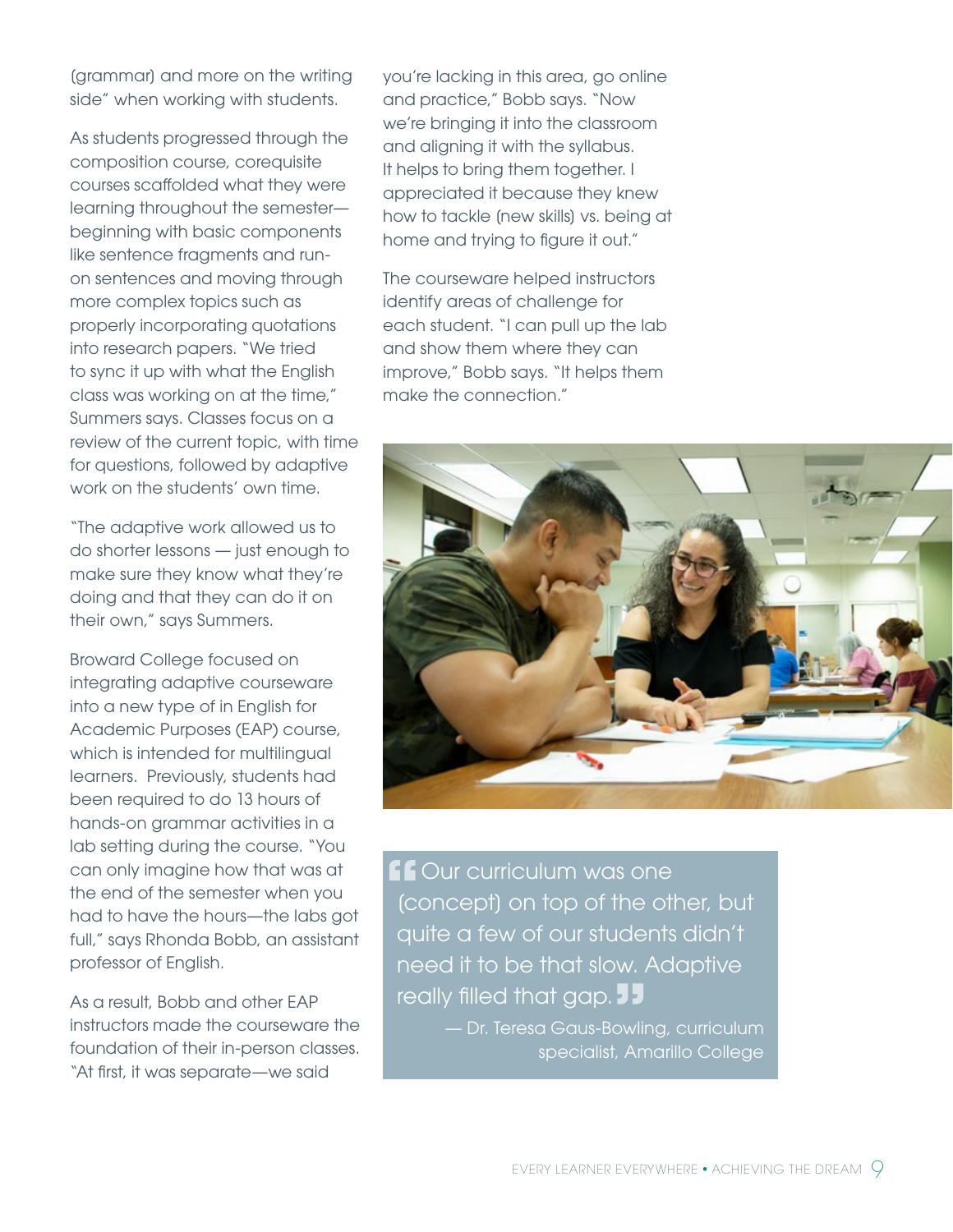(grammar) and more on the writing side" when working with students.

As students progressed through the composition course, corequisite courses scaffolded what they were learning throughout the semester—beginning with basic components like sentence fragments and run-on sentences and moving through more complex topics such as properly incorporating quotations into research papers. "We tried to sync it up with what the English class was working on at the time," Summers says. Classes focus on a review of the current topic, with time for questions, followed by adaptive work on the students' own time.

"The adaptive work allowed us to do shorter lessons — just enough to make sure they know what they're doing and that they can do it on their own," says Summers.

Broward College focused on integrating adaptive courseware into a new type of in English for Academic Purposes (EAP) course, which is intended for multilingual learners. Previously, students had been required to do 13 hours of hands-on grammar activities in a lab setting during the course. "You can only imagine how that was at the end of the semester when you had to have the hours—the labs got full," says Rhonda Bobb, an assistant professor of English.

As a result, Bobb and other EAP instructors made the courseware the foundation of their in-person classes. "At first, it was separate—we said you're lacking in this area, go online and practice," Bobb says. "Now we're bringing it into the classroom and aligning it with the syllabus. It helps to bring them together. I appreciated it because they knew how to tackle (new skills) vs. being at home and trying to figure it out."

The courseware helped instructors identify areas of challenge for each student. "I can pull up the lab and show them where they can improve," Bobb says. "It helps them make the connection."

> "Our curriculum was one (concept) on top of the other, but quite a few of our students didn't need it to be that slow. Adaptive really filled that gap."
>
> — Dr. Teresa Gaus-Bowling, curriculum specialist, Amarillo College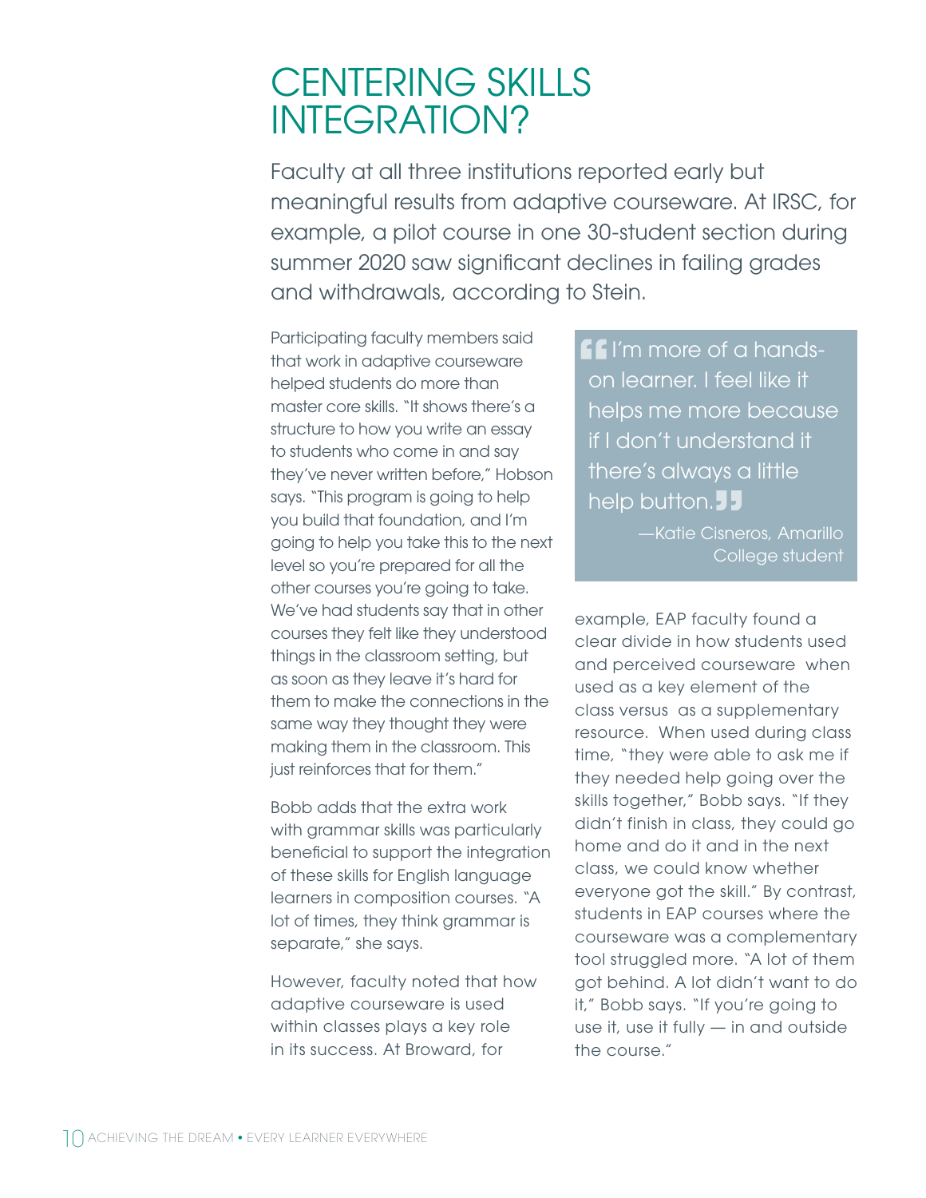# CENTERING SKILLS INTEGRATION?

Faculty at all three institutions reported early but meaningful results from adaptive courseware. At IRSC, for example, a pilot course in one 30-student section during summer 2020 saw significant declines in failing grades and withdrawals, according to Stein.

Participating faculty members said that work in adaptive courseware helped students do more than master core skills. "It shows there's a structure to how you write an essay to students who come in and say they've never written before," Hobson says. "This program is going to help you build that foundation, and I'm going to help you take this to the next level so you're prepared for all the other courses you're going to take. We've had students say that in other courses they felt like they understood things in the classroom setting, but as soon as they leave it's hard for them to make the connections in the same way they thought they were making them in the classroom. This just reinforces that for them."

Bobb adds that the extra work with grammar skills was particularly beneficial to support the integration of these skills for English language learners in composition courses. "A lot of times, they think grammar is separate," she says.

However, faculty noted that how adaptive courseware is used within classes plays a key role in its success. At Broward, for example, EAP faculty found a clear divide in how students used and perceived courseware when used as a key element of the class versus as a supplementary resource. When used during class time, "they were able to ask me if they needed help going over the skills together," Bobb says. "If they didn't finish in class, they could go home and do it and in the next class, we could know whether everyone got the skill." By contrast, students in EAP courses where the courseware was a complementary tool struggled more. "A lot of them got behind. A lot didn't want to do it," Bobb says. "If you're going to use it, use it fully — in and outside the course."

> "I'm more of a hands-on learner. I feel like it helps me more because if I don't understand it there's always a little help button."
>
> —Katie Cisneros, Amarillo College student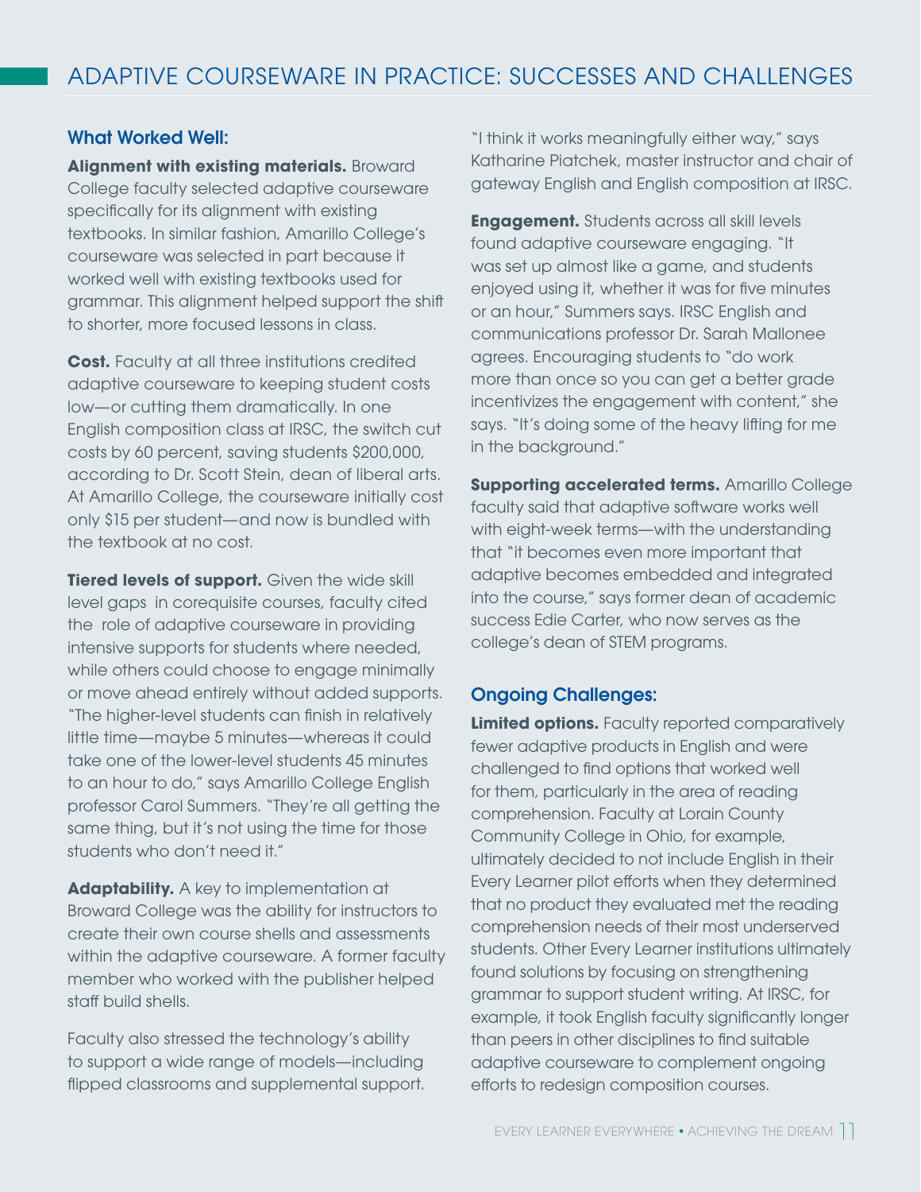## ADAPTIVE COURSEWARE IN PRACTICE: SUCCESSES AND CHALLENGES

### What Worked Well:

**Alignment with existing materials.** Broward College faculty selected adaptive courseware specifically for its alignment with existing textbooks. In similar fashion, Amarillo College's courseware was selected in part because it worked well with existing textbooks used for grammar. This alignment helped support the shift to shorter, more focused lessons in class.

**Cost.** Faculty at all three institutions credited adaptive courseware to keeping student costs low—or cutting them dramatically. In one English composition class at IRSC, the switch cut costs by 60 percent, saving students $200,000, according to Dr. Scott Stein, dean of liberal arts. At Amarillo College, the courseware initially cost only $15 per student—and now is bundled with the textbook at no cost.

**Tiered levels of support.** Given the wide skill level gaps in corequisite courses, faculty cited the role of adaptive courseware in providing intensive supports for students where needed, while others could choose to engage minimally or move ahead entirely without added supports. "The higher-level students can finish in relatively little time—maybe 5 minutes—whereas it could take one of the lower-level students 45 minutes to an hour to do," says Amarillo College English professor Carol Summers. "They're all getting the same thing, but it's not using the time for those students who don't need it."

**Adaptability.** A key to implementation at Broward College was the ability for instructors to create their own course shells and assessments within the adaptive courseware. A former faculty member who worked with the publisher helped staff build shells.

Faculty also stressed the technology's ability to support a wide range of models—including flipped classrooms and supplemental support. "I think it works meaningfully either way," says Katharine Piatchek, master instructor and chair of gateway English and English composition at IRSC.

**Engagement.** Students across all skill levels found adaptive courseware engaging. "It was set up almost like a game, and students enjoyed using it, whether it was for five minutes or an hour," Summers says. IRSC English and communications professor Dr. Sarah Mallonee agrees. Encouraging students to "do work more than once so you can get a better grade incentivizes the engagement with content," she says. "It's doing some of the heavy lifting for me in the background."

**Supporting accelerated terms.** Amarillo College faculty said that adaptive software works well with eight-week terms—with the understanding that "it becomes even more important that adaptive becomes embedded and integrated into the course," says former dean of academic success Edie Carter, who now serves as the college's dean of STEM programs.

### Ongoing Challenges:

**Limited options.** Faculty reported comparatively fewer adaptive products in English and were challenged to find options that worked well for them, particularly in the area of reading comprehension. Faculty at Lorain County Community College in Ohio, for example, ultimately decided to not include English in their Every Learner pilot efforts when they determined that no product they evaluated met the reading comprehension needs of their most underserved students. Other Every Learner institutions ultimately found solutions by focusing on strengthening grammar to support student writing. At IRSC, for example, it took English faculty significantly longer than peers in other disciplines to find suitable adaptive courseware to complement ongoing efforts to redesign composition courses.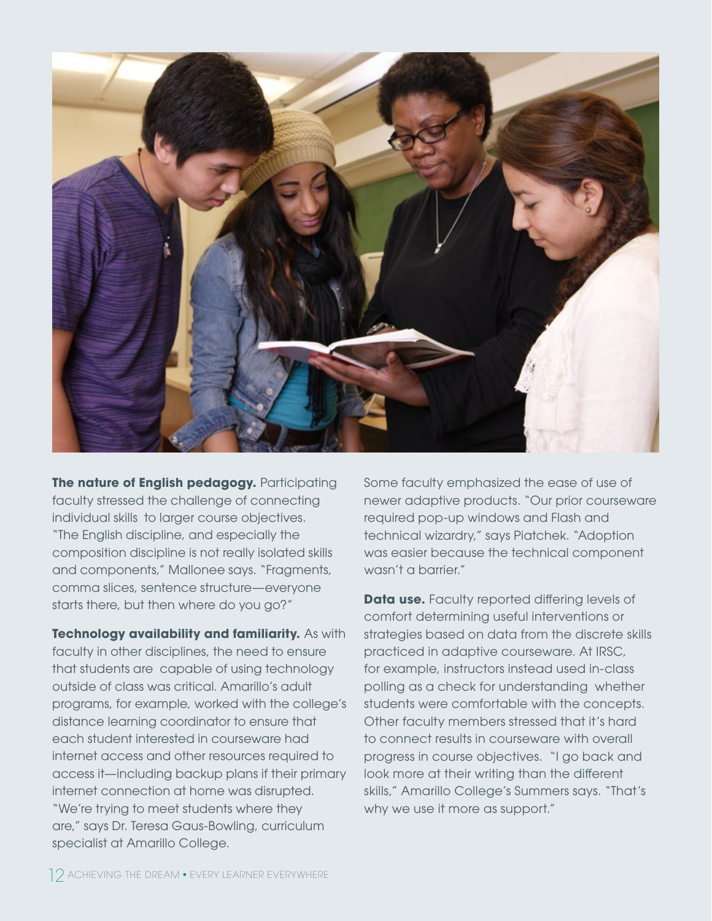**The nature of English pedagogy.** Participating faculty stressed the challenge of connecting individual skills to larger course objectives. "The English discipline, and especially the composition discipline is not really isolated skills and components," Mallonee says. "Fragments, comma slices, sentence structure—everyone starts there, but then where do you go?"

**Technology availability and familiarity.** As with faculty in other disciplines, the need to ensure that students are capable of using technology outside of class was critical. Amarillo's adult programs, for example, worked with the college's distance learning coordinator to ensure that each student interested in courseware had internet access and other resources required to access it—including backup plans if their primary internet connection at home was disrupted. "We're trying to meet students where they are," says Dr. Teresa Gaus-Bowling, curriculum specialist at Amarillo College.

Some faculty emphasized the ease of use of newer adaptive products. "Our prior courseware required pop-up windows and Flash and technical wizardry," says Piatchek. "Adoption was easier because the technical component wasn't a barrier."

**Data use.** Faculty reported differing levels of comfort determining useful interventions or strategies based on data from the discrete skills practiced in adaptive courseware. At IRSC, for example, instructors instead used in-class polling as a check for understanding whether students were comfortable with the concepts. Other faculty members stressed that it's hard to connect results in courseware with overall progress in course objectives. "I go back and look more at their writing than the different skills," Amarillo College's Summers says. "That's why we use it more as support."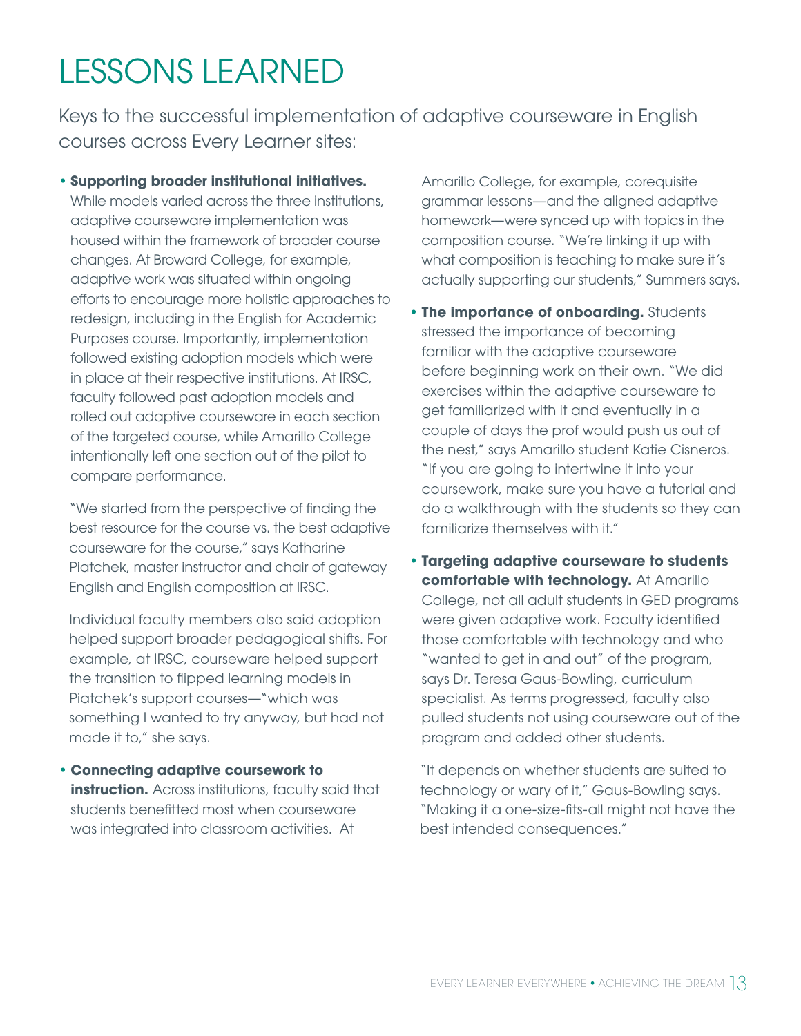# LESSONS LEARNED

Keys to the successful implementation of adaptive courseware in English courses across Every Learner sites:

- **Supporting broader institutional initiatives.** While models varied across the three institutions, adaptive courseware implementation was housed within the framework of broader course changes. At Broward College, for example, adaptive work was situated within ongoing efforts to encourage more holistic approaches to redesign, including in the English for Academic Purposes course. Importantly, implementation followed existing adoption models which were in place at their respective institutions. At IRSC, faculty followed past adoption models and rolled out adaptive courseware in each section of the targeted course, while Amarillo College intentionally left one section out of the pilot to compare performance.

  "We started from the perspective of finding the best resource for the course vs. the best adaptive courseware for the course," says Katharine Piatchek, master instructor and chair of gateway English and English composition at IRSC.

  Individual faculty members also said adoption helped support broader pedagogical shifts. For example, at IRSC, courseware helped support the transition to flipped learning models in Piatchek's support courses—"which was something I wanted to try anyway, but had not made it to," she says.

- **Connecting adaptive coursework to instruction.** Across institutions, faculty said that students benefitted most when courseware was integrated into classroom activities. At Amarillo College, for example, corequisite grammar lessons—and the aligned adaptive homework—were synced up with topics in the composition course. "We're linking it up with what composition is teaching to make sure it's actually supporting our students," Summers says.

- **The importance of onboarding.** Students stressed the importance of becoming familiar with the adaptive courseware before beginning work on their own. "We did exercises within the adaptive courseware to get familiarized with it and eventually in a couple of days the prof would push us out of the nest," says Amarillo student Katie Cisneros. "If you are going to intertwine it into your coursework, make sure you have a tutorial and do a walkthrough with the students so they can familiarize themselves with it."

- **Targeting adaptive courseware to students comfortable with technology.** At Amarillo College, not all adult students in GED programs were given adaptive work. Faculty identified those comfortable with technology and who "wanted to get in and out" of the program, says Dr. Teresa Gaus-Bowling, curriculum specialist. As terms progressed, faculty also pulled students not using courseware out of the program and added other students.

  "It depends on whether students are suited to technology or wary of it," Gaus-Bowling says. "Making it a one-size-fits-all might not have the best intended consequences."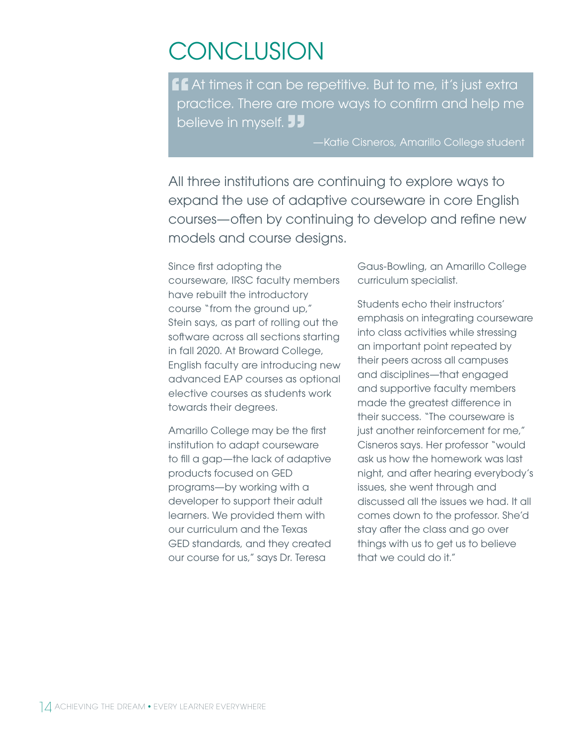# CONCLUSION

> "At times it can be repetitive. But to me, it's just extra practice. There are more ways to confirm and help me believe in myself."
>
> —Katie Cisneros, Amarillo College student

All three institutions are continuing to explore ways to expand the use of adaptive courseware in core English courses—often by continuing to develop and refine new models and course designs.

Since first adopting the courseware, IRSC faculty members have rebuilt the introductory course "from the ground up," Stein says, as part of rolling out the software across all sections starting in fall 2020. At Broward College, English faculty are introducing new advanced EAP courses as optional elective courses as students work towards their degrees.

Amarillo College may be the first institution to adapt courseware to fill a gap—the lack of adaptive products focused on GED programs—by working with a developer to support their adult learners. We provided them with our curriculum and the Texas GED standards, and they created our course for us," says Dr. Teresa Gaus-Bowling, an Amarillo College curriculum specialist.

Students echo their instructors' emphasis on integrating courseware into class activities while stressing an important point repeated by their peers across all campuses and disciplines—that engaged and supportive faculty members made the greatest difference in their success. "The courseware is just another reinforcement for me," Cisneros says. Her professor "would ask us how the homework was last night, and after hearing everybody's issues, she went through and discussed all the issues we had. It all comes down to the professor. She'd stay after the class and go over things with us to get us to believe that we could do it."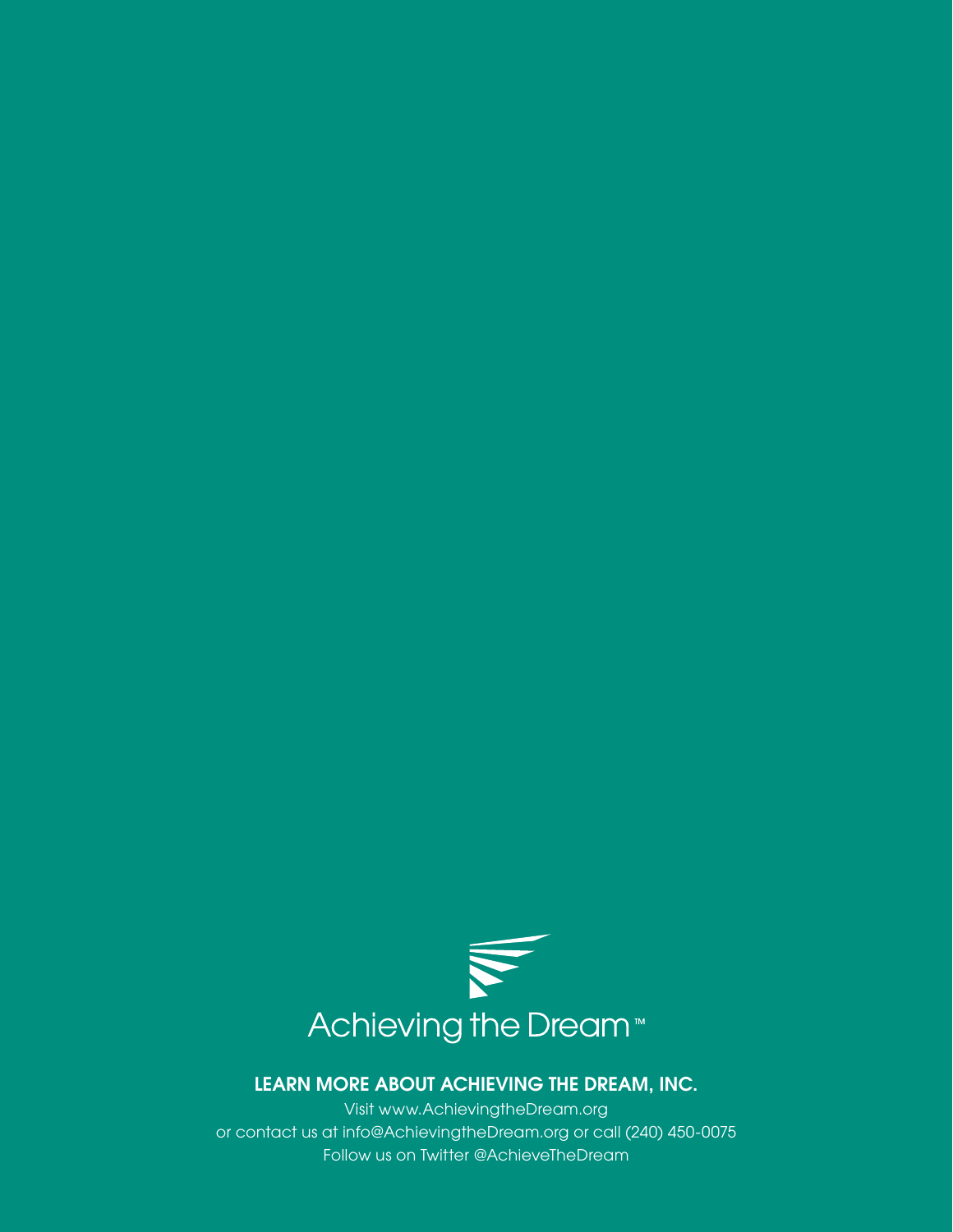Achieving the Dream™

## LEARN MORE ABOUT ACHIEVING THE DREAM, INC.

Visit www.AchievingtheDream.org

or contact us at info@AchievingtheDream.org or call (240) 450-0075

Follow us on Twitter @AchieveTheDream